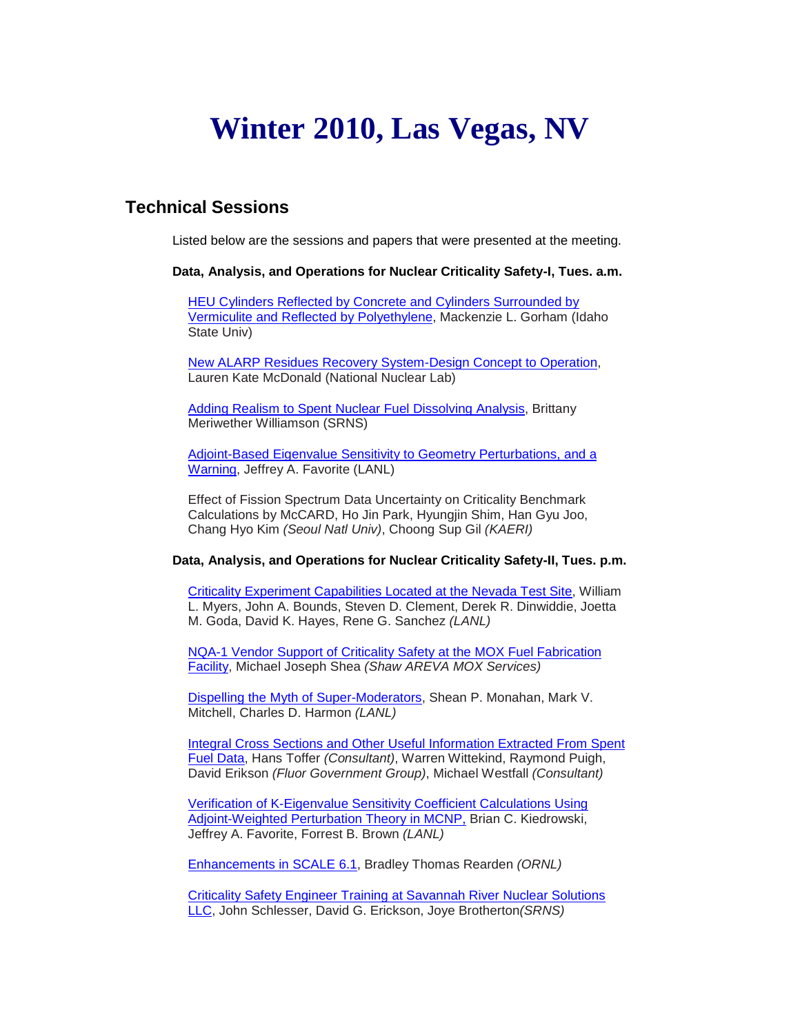# Winter 2010, Las Vegas, NV

## Technical Sessions

Listed below are the sessions and papers that were presented at the meeting.

**Data, Analysis, and Operations for Nuclear Criticality Safety-I, Tues. a.m.**

HEU Cylinders Reflected by Concrete and Cylinders Surrounded by Vermiculite and Reflected by Polyethylene, Mackenzie L. Gorham (Idaho State Univ)

New ALARP Residues Recovery System-Design Concept to Operation, Lauren Kate McDonald (National Nuclear Lab)

Adding Realism to Spent Nuclear Fuel Dissolving Analysis, Brittany Meriwether Williamson (SRNS)

Adjoint-Based Eigenvalue Sensitivity to Geometry Perturbations, and a Warning, Jeffrey A. Favorite (LANL)

Effect of Fission Spectrum Data Uncertainty on Criticality Benchmark Calculations by McCARD, Ho Jin Park, Hyungjin Shim, Han Gyu Joo, Chang Hyo Kim *(Seoul Natl Univ)*, Choong Sup Gil *(KAERI)*

**Data, Analysis, and Operations for Nuclear Criticality Safety-II, Tues. p.m.**

Criticality Experiment Capabilities Located at the Nevada Test Site, William L. Myers, John A. Bounds, Steven D. Clement, Derek R. Dinwiddie, Joetta M. Goda, David K. Hayes, Rene G. Sanchez *(LANL)*

NQA-1 Vendor Support of Criticality Safety at the MOX Fuel Fabrication Facility, Michael Joseph Shea *(Shaw AREVA MOX Services)*

Dispelling the Myth of Super-Moderators, Shean P. Monahan, Mark V. Mitchell, Charles D. Harmon *(LANL)*

Integral Cross Sections and Other Useful Information Extracted From Spent Fuel Data, Hans Toffer *(Consultant)*, Warren Wittekind, Raymond Puigh, David Erikson *(Fluor Government Group)*, Michael Westfall *(Consultant)*

Verification of K-Eigenvalue Sensitivity Coefficient Calculations Using Adjoint-Weighted Perturbation Theory in MCNP, Brian C. Kiedrowski, Jeffrey A. Favorite, Forrest B. Brown *(LANL)*

Enhancements in SCALE 6.1, Bradley Thomas Rearden *(ORNL)*

Criticality Safety Engineer Training at Savannah River Nuclear Solutions LLC, John Schlesser, David G. Erickson, Joye Brotherton*(SRNS)*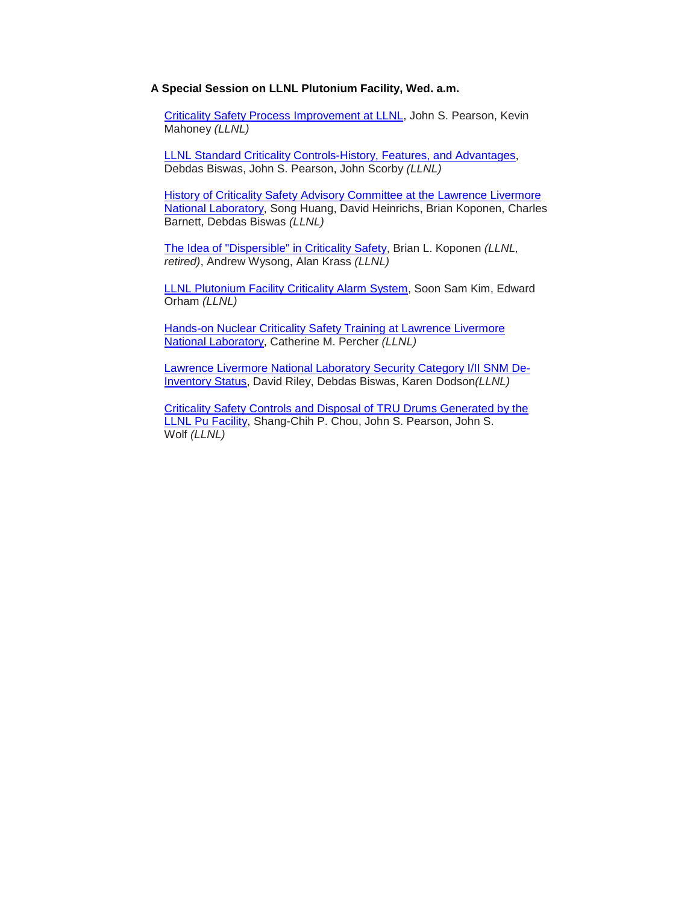**A Special Session on LLNL Plutonium Facility, Wed. a.m.**

Criticality Safety Process Improvement at LLNL, John S. Pearson, Kevin Mahoney *(LLNL)*

LLNL Standard Criticality Controls-History, Features, and Advantages, Debdas Biswas, John S. Pearson, John Scorby *(LLNL)*

History of Criticality Safety Advisory Committee at the Lawrence Livermore National Laboratory, Song Huang, David Heinrichs, Brian Koponen, Charles Barnett, Debdas Biswas *(LLNL)*

The Idea of "Dispersible" in Criticality Safety, Brian L. Koponen *(LLNL, retired)*, Andrew Wysong, Alan Krass *(LLNL)*

LLNL Plutonium Facility Criticality Alarm System, Soon Sam Kim, Edward Orham *(LLNL)*

Hands-on Nuclear Criticality Safety Training at Lawrence Livermore National Laboratory, Catherine M. Percher *(LLNL)*

Lawrence Livermore National Laboratory Security Category I/II SNM De-Inventory Status, David Riley, Debdas Biswas, Karen Dodson*(LLNL)*

Criticality Safety Controls and Disposal of TRU Drums Generated by the LLNL Pu Facility, Shang-Chih P. Chou, John S. Pearson, John S. Wolf *(LLNL)*